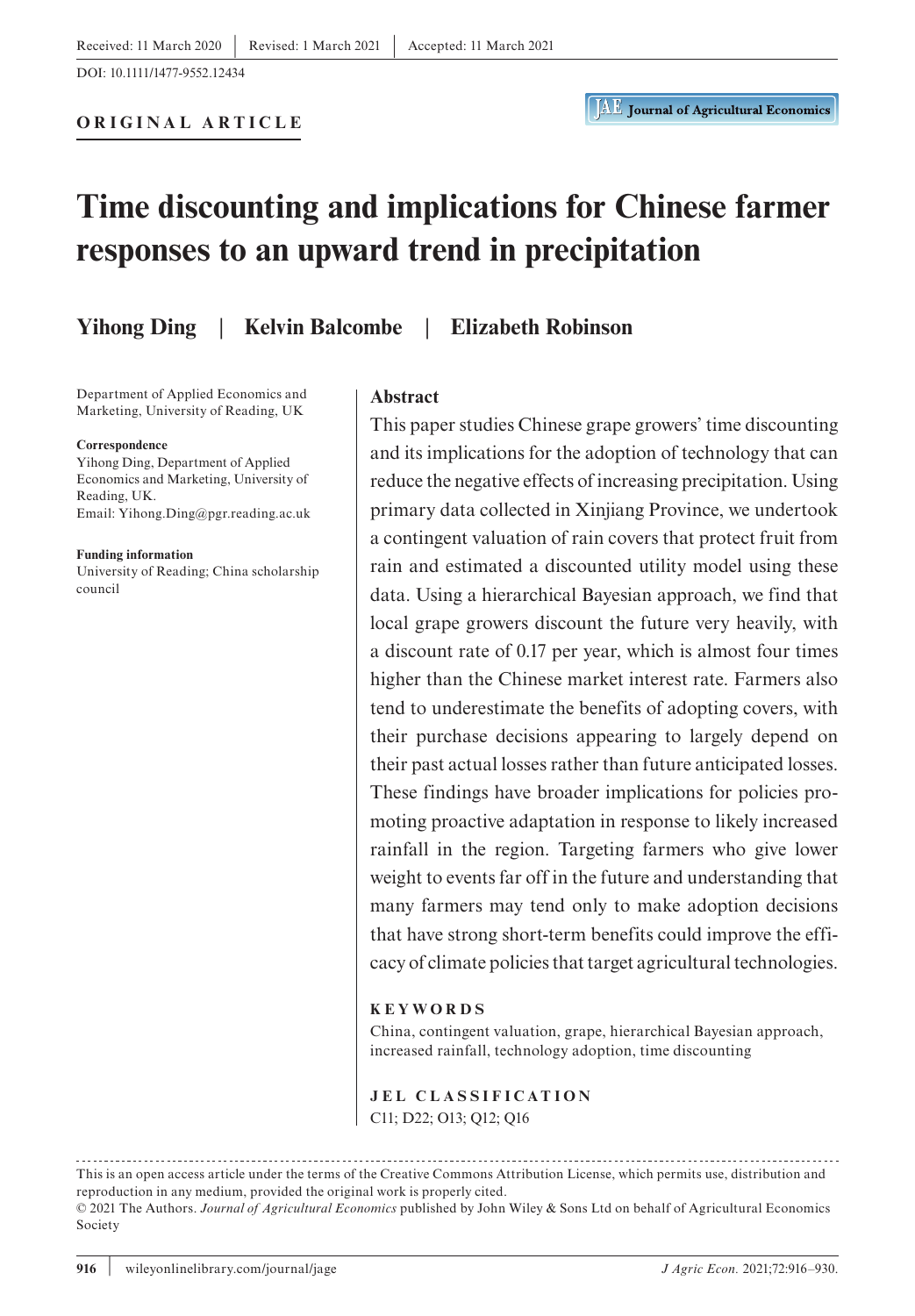Received: 11 March 2020 | Revised: 1 March 2021 | Accepted: 11 March 2021

DOI: 10.1111/1477-9552.12434

**ORIGINAL ARTICLE**

# Time discounting and implications for Chinese farmer responses to an upward trend in precipitation

**Yihong Ding | Kelvin Balcombe | Elizabeth Robinson**

Department of Applied Economics and Marketing, University of Reading, UK

**Correspondence**
Yihong Ding, Department of Applied Economics and Marketing, University of Reading, UK.
Email: Yihong.Ding@pgr.reading.ac.uk

**Funding information**
University of Reading; China scholarship council

## Abstract

This paper studies Chinese grape growers' time discounting and its implications for the adoption of technology that can reduce the negative effects of increasing precipitation. Using primary data collected in Xinjiang Province, we undertook a contingent valuation of rain covers that protect fruit from rain and estimated a discounted utility model using these data. Using a hierarchical Bayesian approach, we find that local grape growers discount the future very heavily, with a discount rate of 0.17 per year, which is almost four times higher than the Chinese market interest rate. Farmers also tend to underestimate the benefits of adopting covers, with their purchase decisions appearing to largely depend on their past actual losses rather than future anticipated losses. These findings have broader implications for policies promoting proactive adaptation in response to likely increased rainfall in the region. Targeting farmers who give lower weight to events far off in the future and understanding that many farmers may tend only to make adoption decisions that have strong short-term benefits could improve the efficacy of climate policies that target agricultural technologies.

**KEYWORDS**

China, contingent valuation, grape, hierarchical Bayesian approach, increased rainfall, technology adoption, time discounting

**JEL CLASSIFICATION**

C11; D22; O13; Q12; Q16

This is an open access article under the terms of the Creative Commons Attribution License, which permits use, distribution and reproduction in any medium, provided the original work is properly cited.

© 2021 The Authors. *Journal of Agricultural Economics* published by John Wiley & Sons Ltd on behalf of Agricultural Economics Society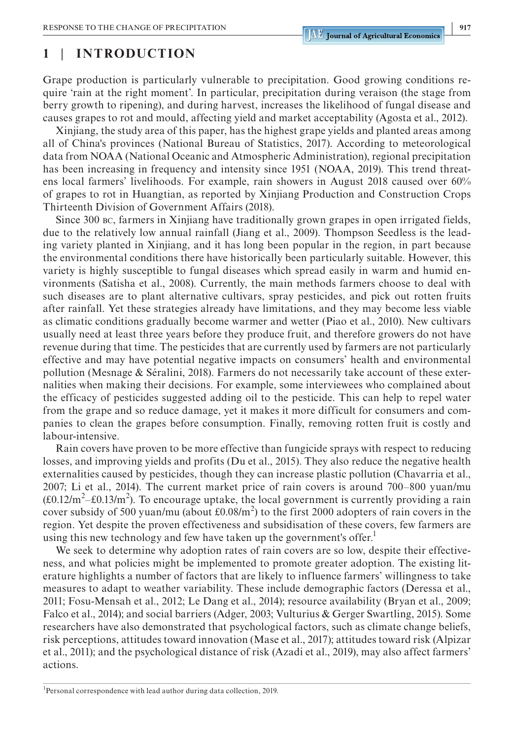## 1 | INTRODUCTION

Grape production is particularly vulnerable to precipitation. Good growing conditions require 'rain at the right moment'. In particular, precipitation during veraison (the stage from berry growth to ripening), and during harvest, increases the likelihood of fungal disease and causes grapes to rot and mould, affecting yield and market acceptability (Agosta et al., 2012).

Xinjiang, the study area of this paper, has the highest grape yields and planted areas among all of China's provinces (National Bureau of Statistics, 2017). According to meteorological data from NOAA (National Oceanic and Atmospheric Administration), regional precipitation has been increasing in frequency and intensity since 1951 (NOAA, 2019). This trend threatens local farmers' livelihoods. For example, rain showers in August 2018 caused over 60% of grapes to rot in Huangtian, as reported by Xinjiang Production and Construction Crops Thirteenth Division of Government Affairs (2018).

Since 300 BC, farmers in Xinjiang have traditionally grown grapes in open irrigated fields, due to the relatively low annual rainfall (Jiang et al., 2009). Thompson Seedless is the leading variety planted in Xinjiang, and it has long been popular in the region, in part because the environmental conditions there have historically been particularly suitable. However, this variety is highly susceptible to fungal diseases which spread easily in warm and humid environments (Satisha et al., 2008). Currently, the main methods farmers choose to deal with such diseases are to plant alternative cultivars, spray pesticides, and pick out rotten fruits after rainfall. Yet these strategies already have limitations, and they may become less viable as climatic conditions gradually become warmer and wetter (Piao et al., 2010). New cultivars usually need at least three years before they produce fruit, and therefore growers do not have revenue during that time. The pesticides that are currently used by farmers are not particularly effective and may have potential negative impacts on consumers' health and environmental pollution (Mesnage & Séralini, 2018). Farmers do not necessarily take account of these externalities when making their decisions. For example, some interviewees who complained about the efficacy of pesticides suggested adding oil to the pesticide. This can help to repel water from the grape and so reduce damage, yet it makes it more difficult for consumers and companies to clean the grapes before consumption. Finally, removing rotten fruit is costly and labour-intensive.

Rain covers have proven to be more effective than fungicide sprays with respect to reducing losses, and improving yields and profits (Du et al., 2015). They also reduce the negative health externalities caused by pesticides, though they can increase plastic pollution (Chavarria et al., 2007; Li et al., 2014). The current market price of rain covers is around 700–800 yuan/mu (£0.12/m$^2$–£0.13/m$^2$). To encourage uptake, the local government is currently providing a rain cover subsidy of 500 yuan/mu (about £0.08/m$^2$) to the first 2000 adopters of rain covers in the region. Yet despite the proven effectiveness and subsidisation of these covers, few farmers are using this new technology and few have taken up the government's offer.[1]

We seek to determine why adoption rates of rain covers are so low, despite their effectiveness, and what policies might be implemented to promote greater adoption. The existing literature highlights a number of factors that are likely to influence farmers' willingness to take measures to adapt to weather variability. These include demographic factors (Deressa et al., 2011; Fosu-Mensah et al., 2012; Le Dang et al., 2014); resource availability (Bryan et al., 2009; Falco et al., 2014); and social barriers (Adger, 2003; Vulturius & Gerger Swartling, 2015). Some researchers have also demonstrated that psychological factors, such as climate change beliefs, risk perceptions, attitudes toward innovation (Mase et al., 2017); attitudes toward risk (Alpizar et al., 2011); and the psychological distance of risk (Azadi et al., 2019), may also affect farmers' actions.

[1]Personal correspondence with lead author during data collection, 2019.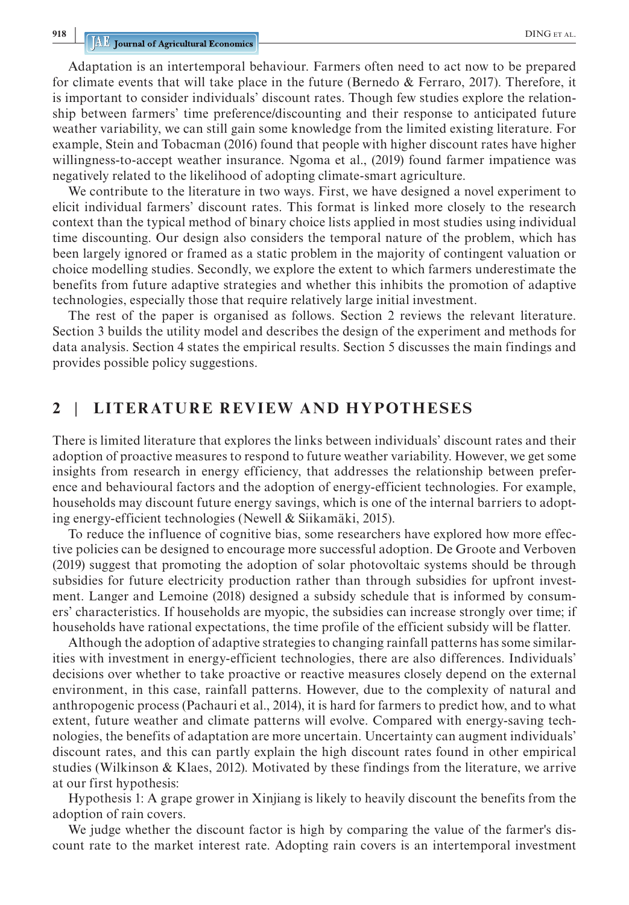Adaptation is an intertemporal behaviour. Farmers often need to act now to be prepared for climate events that will take place in the future (Bernedo & Ferraro, 2017). Therefore, it is important to consider individuals' discount rates. Though few studies explore the relationship between farmers' time preference/discounting and their response to anticipated future weather variability, we can still gain some knowledge from the limited existing literature. For example, Stein and Tobacman (2016) found that people with higher discount rates have higher willingness-to-accept weather insurance. Ngoma et al., (2019) found farmer impatience was negatively related to the likelihood of adopting climate-smart agriculture.

We contribute to the literature in two ways. First, we have designed a novel experiment to elicit individual farmers' discount rates. This format is linked more closely to the research context than the typical method of binary choice lists applied in most studies using individual time discounting. Our design also considers the temporal nature of the problem, which has been largely ignored or framed as a static problem in the majority of contingent valuation or choice modelling studies. Secondly, we explore the extent to which farmers underestimate the benefits from future adaptive strategies and whether this inhibits the promotion of adaptive technologies, especially those that require relatively large initial investment.

The rest of the paper is organised as follows. Section 2 reviews the relevant literature. Section 3 builds the utility model and describes the design of the experiment and methods for data analysis. Section 4 states the empirical results. Section 5 discusses the main findings and provides possible policy suggestions.

## 2 | LITERATURE REVIEW AND HYPOTHESES

There is limited literature that explores the links between individuals' discount rates and their adoption of proactive measures to respond to future weather variability. However, we get some insights from research in energy efficiency, that addresses the relationship between preference and behavioural factors and the adoption of energy-efficient technologies. For example, households may discount future energy savings, which is one of the internal barriers to adopting energy-efficient technologies (Newell & Siikamäki, 2015).

To reduce the influence of cognitive bias, some researchers have explored how more effective policies can be designed to encourage more successful adoption. De Groote and Verboven (2019) suggest that promoting the adoption of solar photovoltaic systems should be through subsidies for future electricity production rather than through subsidies for upfront investment. Langer and Lemoine (2018) designed a subsidy schedule that is informed by consumers' characteristics. If households are myopic, the subsidies can increase strongly over time; if households have rational expectations, the time profile of the efficient subsidy will be flatter.

Although the adoption of adaptive strategies to changing rainfall patterns has some similarities with investment in energy-efficient technologies, there are also differences. Individuals' decisions over whether to take proactive or reactive measures closely depend on the external environment, in this case, rainfall patterns. However, due to the complexity of natural and anthropogenic process (Pachauri et al., 2014), it is hard for farmers to predict how, and to what extent, future weather and climate patterns will evolve. Compared with energy-saving technologies, the benefits of adaptation are more uncertain. Uncertainty can augment individuals' discount rates, and this can partly explain the high discount rates found in other empirical studies (Wilkinson & Klaes, 2012). Motivated by these findings from the literature, we arrive at our first hypothesis:

Hypothesis 1: A grape grower in Xinjiang is likely to heavily discount the benefits from the adoption of rain covers.

We judge whether the discount factor is high by comparing the value of the farmer's discount rate to the market interest rate. Adopting rain covers is an intertemporal investment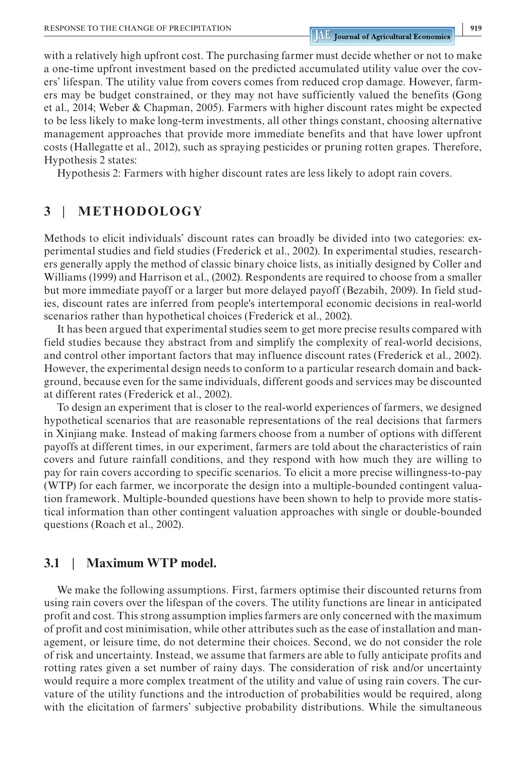with a relatively high upfront cost. The purchasing farmer must decide whether or not to make a one-time upfront investment based on the predicted accumulated utility value over the covers' lifespan. The utility value from covers comes from reduced crop damage. However, farmers may be budget constrained, or they may not have sufficiently valued the benefits (Gong et al., 2014; Weber & Chapman, 2005). Farmers with higher discount rates might be expected to be less likely to make long-term investments, all other things constant, choosing alternative management approaches that provide more immediate benefits and that have lower upfront costs (Hallegatte et al., 2012), such as spraying pesticides or pruning rotten grapes. Therefore, Hypothesis 2 states:

Hypothesis 2: Farmers with higher discount rates are less likely to adopt rain covers.

## 3 | METHODOLOGY

Methods to elicit individuals' discount rates can broadly be divided into two categories: experimental studies and field studies (Frederick et al., 2002). In experimental studies, researchers generally apply the method of classic binary choice lists, as initially designed by Coller and Williams (1999) and Harrison et al., (2002). Respondents are required to choose from a smaller but more immediate payoff or a larger but more delayed payoff (Bezabih, 2009). In field studies, discount rates are inferred from people's intertemporal economic decisions in real-world scenarios rather than hypothetical choices (Frederick et al., 2002).

It has been argued that experimental studies seem to get more precise results compared with field studies because they abstract from and simplify the complexity of real-world decisions, and control other important factors that may influence discount rates (Frederick et al., 2002). However, the experimental design needs to conform to a particular research domain and background, because even for the same individuals, different goods and services may be discounted at different rates (Frederick et al., 2002).

To design an experiment that is closer to the real-world experiences of farmers, we designed hypothetical scenarios that are reasonable representations of the real decisions that farmers in Xinjiang make. Instead of making farmers choose from a number of options with different payoffs at different times, in our experiment, farmers are told about the characteristics of rain covers and future rainfall conditions, and they respond with how much they are willing to pay for rain covers according to specific scenarios. To elicit a more precise willingness-to-pay (WTP) for each farmer, we incorporate the design into a multiple-bounded contingent valuation framework. Multiple-bounded questions have been shown to help to provide more statistical information than other contingent valuation approaches with single or double-bounded questions (Roach et al., 2002).

### 3.1 | Maximum WTP model.

We make the following assumptions. First, farmers optimise their discounted returns from using rain covers over the lifespan of the covers. The utility functions are linear in anticipated profit and cost. This strong assumption implies farmers are only concerned with the maximum of profit and cost minimisation, while other attributes such as the ease of installation and management, or leisure time, do not determine their choices. Second, we do not consider the role of risk and uncertainty. Instead, we assume that farmers are able to fully anticipate profits and rotting rates given a set number of rainy days. The consideration of risk and/or uncertainty would require a more complex treatment of the utility and value of using rain covers. The curvature of the utility functions and the introduction of probabilities would be required, along with the elicitation of farmers' subjective probability distributions. While the simultaneous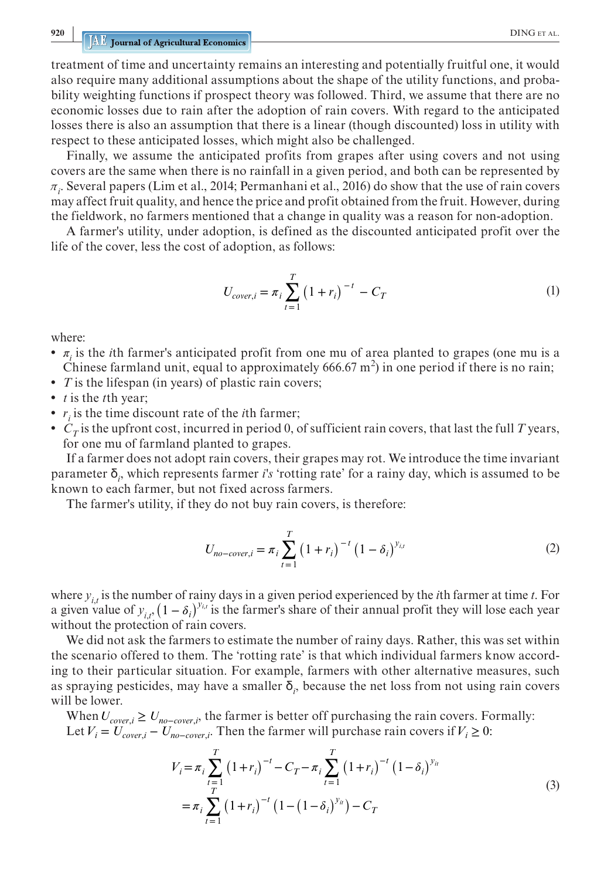treatment of time and uncertainty remains an interesting and potentially fruitful one, it would also require many additional assumptions about the shape of the utility functions, and probability weighting functions if prospect theory was followed. Third, we assume that there are no economic losses due to rain after the adoption of rain covers. With regard to the anticipated losses there is also an assumption that there is a linear (though discounted) loss in utility with respect to these anticipated losses, which might also be challenged.

Finally, we assume the anticipated profits from grapes after using covers and not using covers are the same when there is no rainfall in a given period, and both can be represented by $\pi_i$. Several papers (Lim et al., 2014; Permanhani et al., 2016) do show that the use of rain covers may affect fruit quality, and hence the price and profit obtained from the fruit. However, during the fieldwork, no farmers mentioned that a change in quality was a reason for non-adoption.

A farmer's utility, under adoption, is defined as the discounted anticipated profit over the life of the cover, less the cost of adoption, as follows:

$$U_{cover,i} = \pi_i \sum_{t=1}^{T} \left(1 + r_i\right)^{-t} - C_T \tag{1}$$

where:

- $\pi_i$ is the $i$th farmer's anticipated profit from one mu of area planted to grapes (one mu is a Chinese farmland unit, equal to approximately 666.67 m$^2$) in one period if there is no rain;
- $T$ is the lifespan (in years) of plastic rain covers;
- $t$ is the $t$th year;
- $r_i$ is the time discount rate of the $i$th farmer;
- $C_T$ is the upfront cost, incurred in period 0, of sufficient rain covers, that last the full $T$ years, for one mu of farmland planted to grapes.

If a farmer does not adopt rain covers, their grapes may rot. We introduce the time invariant parameter $\delta_i$, which represents farmer $i$'s 'rotting rate' for a rainy day, which is assumed to be known to each farmer, but not fixed across farmers.

The farmer's utility, if they do not buy rain covers, is therefore:

$$U_{no-cover,i} = \pi_i \sum_{t=1}^{T} \left(1 + r_i\right)^{-t} \left(1 - \delta_i\right)^{y_{i,t}} \tag{2}$$

where $y_{i,t}$ is the number of rainy days in a given period experienced by the $i$th farmer at time $t$. For a given value of $y_{i,t}$, $\left(1 - \delta_i\right)^{y_{i,t}}$ is the farmer's share of their annual profit they will lose each year without the protection of rain covers.

We did not ask the farmers to estimate the number of rainy days. Rather, this was set within the scenario offered to them. The 'rotting rate' is that which individual farmers know according to their particular situation. For example, farmers with other alternative measures, such as spraying pesticides, may have a smaller $\delta_i$, because the net loss from not using rain covers will be lower.

When $U_{cover,i} \geq U_{no-cover,i}$, the farmer is better off purchasing the rain covers. Formally: Let $V_i = U_{cover,i} - U_{no-cover,i}$. Then the farmer will purchase rain covers if $V_i \geq 0$:

$$\begin{aligned} V_i &= \pi_i \sum_{t=1}^{T} \left(1+r_i\right)^{-t} - C_T - \pi_i \sum_{t=1}^{T} \left(1+r_i\right)^{-t} \left(1-\delta_i\right)^{y_{it}} \\ &= \pi_i \sum_{t=1}^{T} \left(1+r_i\right)^{-t} \left(1-\left(1-\delta_i\right)^{y_{it}}\right) - C_T \end{aligned} \tag{3}$$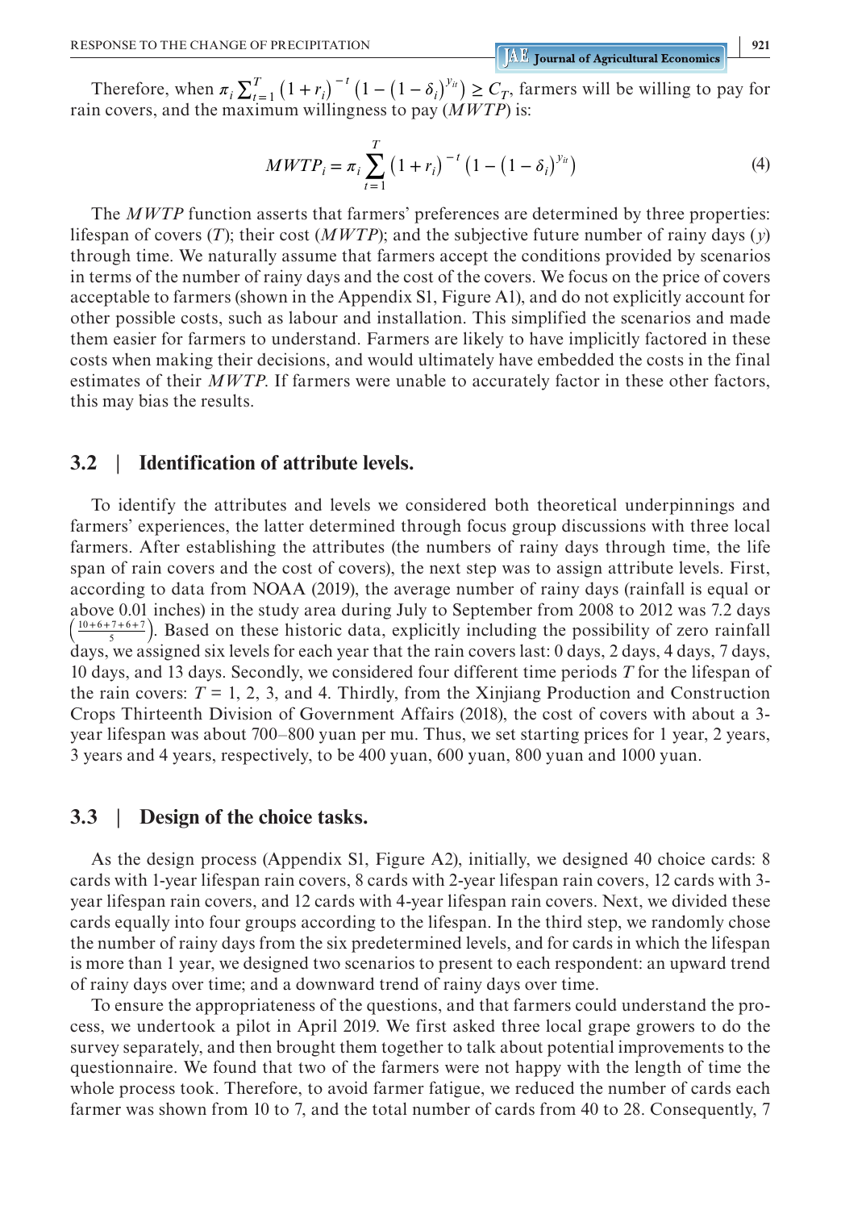Therefore, when $\pi_i \sum_{t=1}^{T} \left(1 + r_i\right)^{-t} \left(1 - \left(1 - \delta_i\right)^{y_{it}}\right) \geq C_T$, farmers will be willing to pay for rain covers, and the maximum willingness to pay (*MWTP*) is:

$$MWTP_i = \pi_i \sum_{t=1}^{T} \left(1 + r_i\right)^{-t} \left(1 - \left(1 - \delta_i\right)^{y_{it}}\right) \tag{4}$$

The *MWTP* function asserts that farmers' preferences are determined by three properties: lifespan of covers ($T$); their cost (*MWTP*); and the subjective future number of rainy days ($y$) through time. We naturally assume that farmers accept the conditions provided by scenarios in terms of the number of rainy days and the cost of the covers. We focus on the price of covers acceptable to farmers (shown in the Appendix S1, Figure A1), and do not explicitly account for other possible costs, such as labour and installation. This simplified the scenarios and made them easier for farmers to understand. Farmers are likely to have implicitly factored in these costs when making their decisions, and would ultimately have embedded the costs in the final estimates of their *MWTP*. If farmers were unable to accurately factor in these other factors, this may bias the results.

## 3.2 | Identification of attribute levels.

To identify the attributes and levels we considered both theoretical underpinnings and farmers' experiences, the latter determined through focus group discussions with three local farmers. After establishing the attributes (the numbers of rainy days through time, the life span of rain covers and the cost of covers), the next step was to assign attribute levels. First, according to data from NOAA (2019), the average number of rainy days (rainfall is equal or above 0.01 inches) in the study area during July to September from 2008 to 2012 was 7.2 days $\left(\frac{10+6+7+6+7}{5}\right)$. Based on these historic data, explicitly including the possibility of zero rainfall days, we assigned six levels for each year that the rain covers last: 0 days, 2 days, 4 days, 7 days, 10 days, and 13 days. Secondly, we considered four different time periods $T$ for the lifespan of the rain covers: $T = 1$, 2, 3, and 4. Thirdly, from the Xinjiang Production and Construction Crops Thirteenth Division of Government Affairs (2018), the cost of covers with about a 3-year lifespan was about 700–800 yuan per mu. Thus, we set starting prices for 1 year, 2 years, 3 years and 4 years, respectively, to be 400 yuan, 600 yuan, 800 yuan and 1000 yuan.

## 3.3 | Design of the choice tasks.

As the design process (Appendix S1, Figure A2), initially, we designed 40 choice cards: 8 cards with 1-year lifespan rain covers, 8 cards with 2-year lifespan rain covers, 12 cards with 3-year lifespan rain covers, and 12 cards with 4-year lifespan rain covers. Next, we divided these cards equally into four groups according to the lifespan. In the third step, we randomly chose the number of rainy days from the six predetermined levels, and for cards in which the lifespan is more than 1 year, we designed two scenarios to present to each respondent: an upward trend of rainy days over time; and a downward trend of rainy days over time.

To ensure the appropriateness of the questions, and that farmers could understand the process, we undertook a pilot in April 2019. We first asked three local grape growers to do the survey separately, and then brought them together to talk about potential improvements to the questionnaire. We found that two of the farmers were not happy with the length of time the whole process took. Therefore, to avoid farmer fatigue, we reduced the number of cards each farmer was shown from 10 to 7, and the total number of cards from 40 to 28. Consequently, 7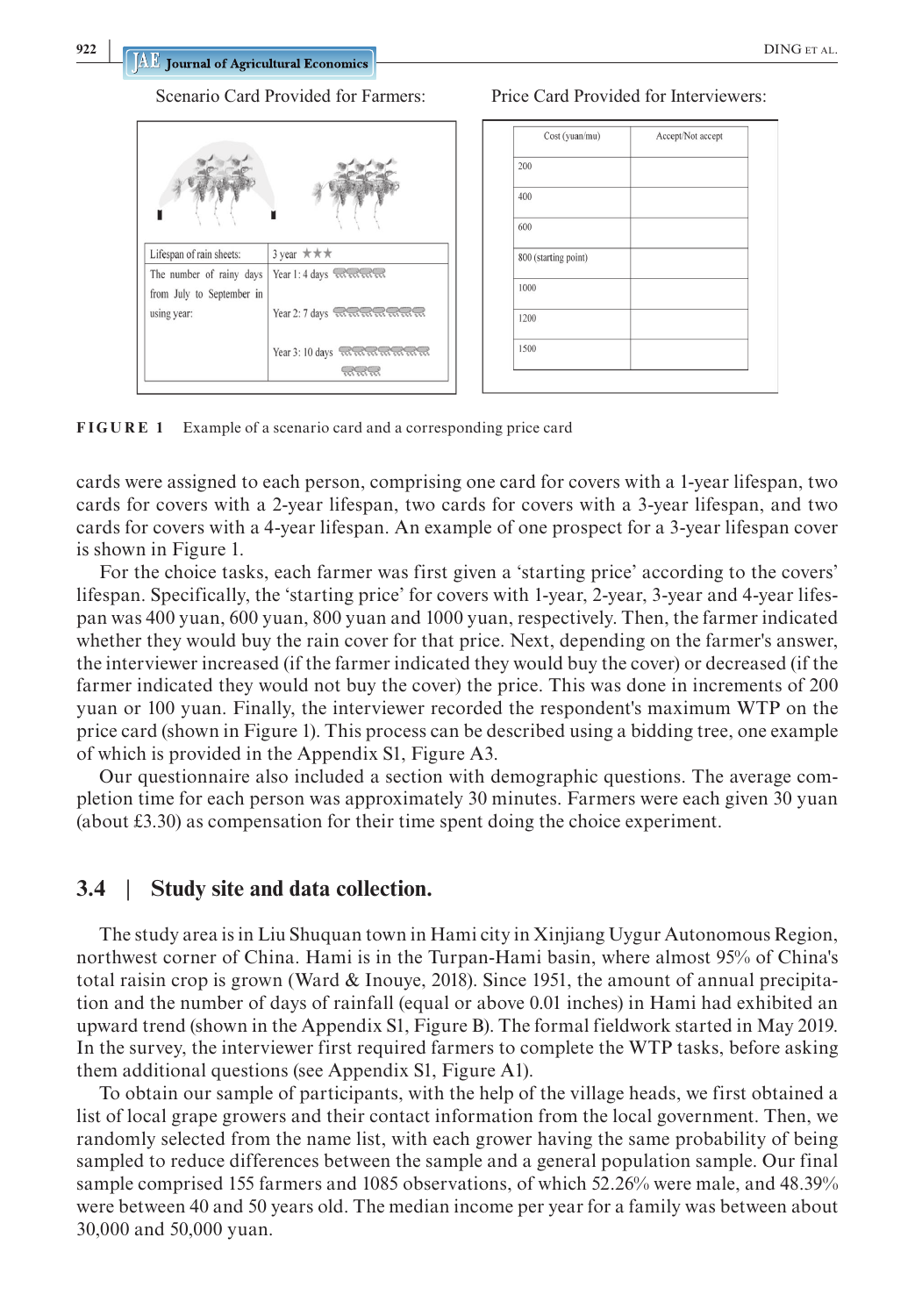Scenario Card Provided for Farmers:

| Lifespan of rain sheets: | 3 year ★★★ |
| --- | --- |
| The number of rainy days from July to September in using year: | Year 1: 4 days<br>Year 2: 7 days<br>Year 3: 10 days |

Price Card Provided for Interviewers:

| Cost (yuan/mu) | Accept/Not accept |
| --- | --- |
| 200 | |
| 400 | |
| 600 | |
| 800 (starting point) | |
| 1000 | |
| 1200 | |
| 1500 | |

**FIGURE 1** Example of a scenario card and a corresponding price card

cards were assigned to each person, comprising one card for covers with a 1-year lifespan, two cards for covers with a 2-year lifespan, two cards for covers with a 3-year lifespan, and two cards for covers with a 4-year lifespan. An example of one prospect for a 3-year lifespan cover is shown in Figure 1.

For the choice tasks, each farmer was first given a 'starting price' according to the covers' lifespan. Specifically, the 'starting price' for covers with 1-year, 2-year, 3-year and 4-year lifespan was 400 yuan, 600 yuan, 800 yuan and 1000 yuan, respectively. Then, the farmer indicated whether they would buy the rain cover for that price. Next, depending on the farmer's answer, the interviewer increased (if the farmer indicated they would buy the cover) or decreased (if the farmer indicated they would not buy the cover) the price. This was done in increments of 200 yuan or 100 yuan. Finally, the interviewer recorded the respondent's maximum WTP on the price card (shown in Figure 1). This process can be described using a bidding tree, one example of which is provided in the Appendix S1, Figure A3.

Our questionnaire also included a section with demographic questions. The average completion time for each person was approximately 30 minutes. Farmers were each given 30 yuan (about £3.30) as compensation for their time spent doing the choice experiment.

## 3.4 | Study site and data collection.

The study area is in Liu Shuquan town in Hami city in Xinjiang Uygur Autonomous Region, northwest corner of China. Hami is in the Turpan-Hami basin, where almost 95% of China's total raisin crop is grown (Ward & Inouye, 2018). Since 1951, the amount of annual precipitation and the number of days of rainfall (equal or above 0.01 inches) in Hami had exhibited an upward trend (shown in the Appendix S1, Figure B). The formal fieldwork started in May 2019. In the survey, the interviewer first required farmers to complete the WTP tasks, before asking them additional questions (see Appendix S1, Figure A1).

To obtain our sample of participants, with the help of the village heads, we first obtained a list of local grape growers and their contact information from the local government. Then, we randomly selected from the name list, with each grower having the same probability of being sampled to reduce differences between the sample and a general population sample. Our final sample comprised 155 farmers and 1085 observations, of which 52.26% were male, and 48.39% were between 40 and 50 years old. The median income per year for a family was between about 30,000 and 50,000 yuan.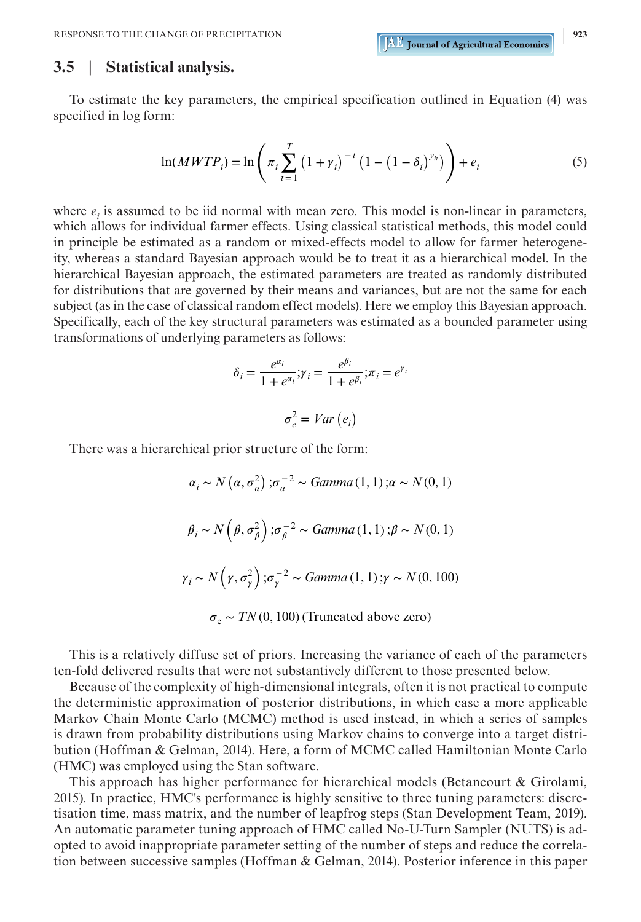## 3.5 | Statistical analysis.

To estimate the key parameters, the empirical specification outlined in Equation (4) was specified in log form:

$$\ln(MWTP_i) = \ln\left(\pi_i \sum_{t=1}^{T} \left(1+\gamma_i\right)^{-t}\left(1-\left(1-\delta_i\right)^{y_{it}}\right)\right) + e_i \tag{5}$$

where $e_i$ is assumed to be iid normal with mean zero. This model is non-linear in parameters, which allows for individual farmer effects. Using classical statistical methods, this model could in principle be estimated as a random or mixed-effects model to allow for farmer heterogeneity, whereas a standard Bayesian approach would be to treat it as a hierarchical model. In the hierarchical Bayesian approach, the estimated parameters are treated as randomly distributed for distributions that are governed by their means and variances, but are not the same for each subject (as in the case of classical random effect models). Here we employ this Bayesian approach. Specifically, each of the key structural parameters was estimated as a bounded parameter using transformations of underlying parameters as follows:

$$\delta_i = \frac{e^{\alpha_i}}{1+e^{\alpha_i}};\gamma_i = \frac{e^{\beta_i}}{1+e^{\beta_i}};\pi_i = e^{\gamma_i}$$

$$\sigma_e^2 = Var\left(e_i\right)$$

There was a hierarchical prior structure of the form:

$$\alpha_i \sim N\left(\alpha, \sigma_\alpha^2\right);\sigma_\alpha^{-2} \sim Gamma\,(1,1);\alpha \sim N(0,1)$$

$$\beta_i \sim N\left(\beta, \sigma_\beta^2\right);\sigma_\beta^{-2} \sim Gamma\,(1,1);\beta \sim N(0,1)$$

$$\gamma_i \sim N\left(\gamma, \sigma_\gamma^2\right);\sigma_\gamma^{-2} \sim Gamma\,(1,1);\gamma \sim N(0,100)$$

$$\sigma_e \sim TN(0,100)\,\text{(Truncated above zero)}$$

This is a relatively diffuse set of priors. Increasing the variance of each of the parameters ten-fold delivered results that were not substantively different to those presented below.

Because of the complexity of high-dimensional integrals, often it is not practical to compute the deterministic approximation of posterior distributions, in which case a more applicable Markov Chain Monte Carlo (MCMC) method is used instead, in which a series of samples is drawn from probability distributions using Markov chains to converge into a target distribution (Hoffman & Gelman, 2014). Here, a form of MCMC called Hamiltonian Monte Carlo (HMC) was employed using the Stan software.

This approach has higher performance for hierarchical models (Betancourt & Girolami, 2015). In practice, HMC's performance is highly sensitive to three tuning parameters: discretisation time, mass matrix, and the number of leapfrog steps (Stan Development Team, 2019). An automatic parameter tuning approach of HMC called No-U-Turn Sampler (NUTS) is adopted to avoid inappropriate parameter setting of the number of steps and reduce the correlation between successive samples (Hoffman & Gelman, 2014). Posterior inference in this paper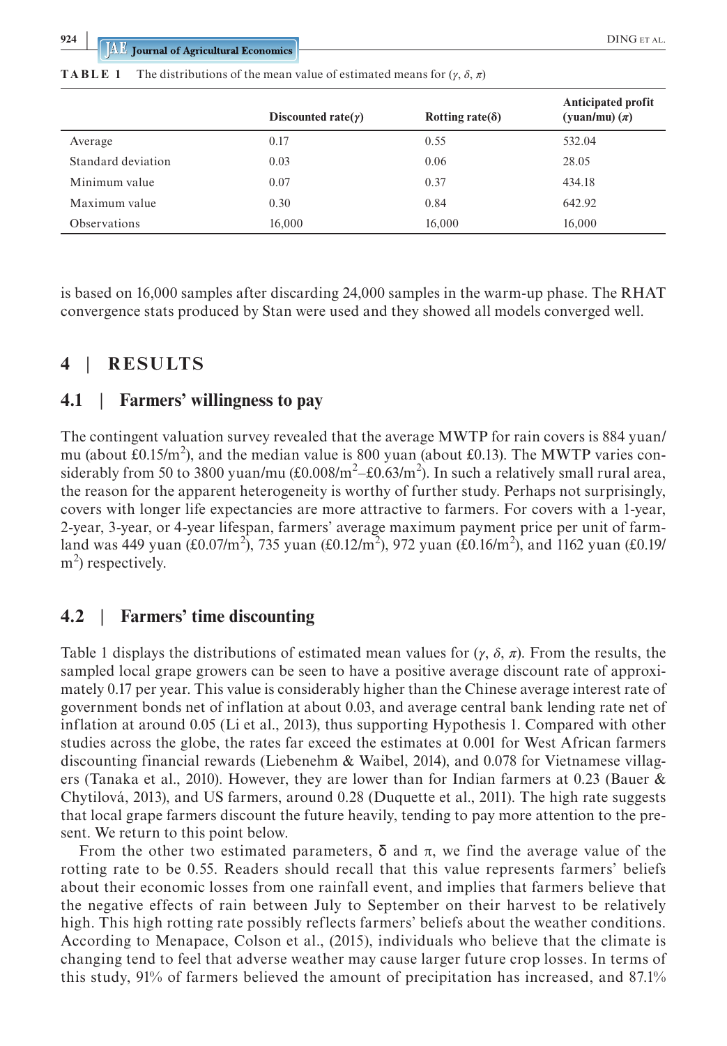**TABLE 1** The distributions of the mean value of estimated means for ($\gamma$, $\delta$, $\pi$)

| | Discounted rate($\gamma$) | Rotting rate($\delta$) | Anticipated profit (yuan/mu) ($\pi$) |
|---|---|---|---|
| Average | 0.17 | 0.55 | 532.04 |
| Standard deviation | 0.03 | 0.06 | 28.05 |
| Minimum value | 0.07 | 0.37 | 434.18 |
| Maximum value | 0.30 | 0.84 | 642.92 |
| Observations | 16,000 | 16,000 | 16,000 |

is based on 16,000 samples after discarding 24,000 samples in the warm-up phase. The RHAT convergence stats produced by Stan were used and they showed all models converged well.

## 4 | RESULTS

### 4.1 | Farmers' willingness to pay

The contingent valuation survey revealed that the average MWTP for rain covers is 884 yuan/mu (about £0.15/m$^2$), and the median value is 800 yuan (about £0.13). The MWTP varies considerably from 50 to 3800 yuan/mu (£0.008/m$^2$–£0.63/m$^2$). In such a relatively small rural area, the reason for the apparent heterogeneity is worthy of further study. Perhaps not surprisingly, covers with longer life expectancies are more attractive to farmers. For covers with a 1-year, 2-year, 3-year, or 4-year lifespan, farmers' average maximum payment price per unit of farmland was 449 yuan (£0.07/m$^2$), 735 yuan (£0.12/m$^2$), 972 yuan (£0.16/m$^2$), and 1162 yuan (£0.19/m$^2$) respectively.

### 4.2 | Farmers' time discounting

Table 1 displays the distributions of estimated mean values for ($\gamma$, $\delta$, $\pi$). From the results, the sampled local grape growers can be seen to have a positive average discount rate of approximately 0.17 per year. This value is considerably higher than the Chinese average interest rate of government bonds net of inflation at about 0.03, and average central bank lending rate net of inflation at around 0.05 (Li et al., 2013), thus supporting Hypothesis 1. Compared with other studies across the globe, the rates far exceed the estimates at 0.001 for West African farmers discounting financial rewards (Liebenehm & Waibel, 2014), and 0.078 for Vietnamese villagers (Tanaka et al., 2010). However, they are lower than for Indian farmers at 0.23 (Bauer & Chytilová, 2013), and US farmers, around 0.28 (Duquette et al., 2011). The high rate suggests that local grape farmers discount the future heavily, tending to pay more attention to the present. We return to this point below.

From the other two estimated parameters, $\delta$ and $\pi$, we find the average value of the rotting rate to be 0.55. Readers should recall that this value represents farmers' beliefs about their economic losses from one rainfall event, and implies that farmers believe that the negative effects of rain between July to September on their harvest to be relatively high. This high rotting rate possibly reflects farmers' beliefs about the weather conditions. According to Menapace, Colson et al., (2015), individuals who believe that the climate is changing tend to feel that adverse weather may cause larger future crop losses. In terms of this study, 91% of farmers believed the amount of precipitation has increased, and 87.1%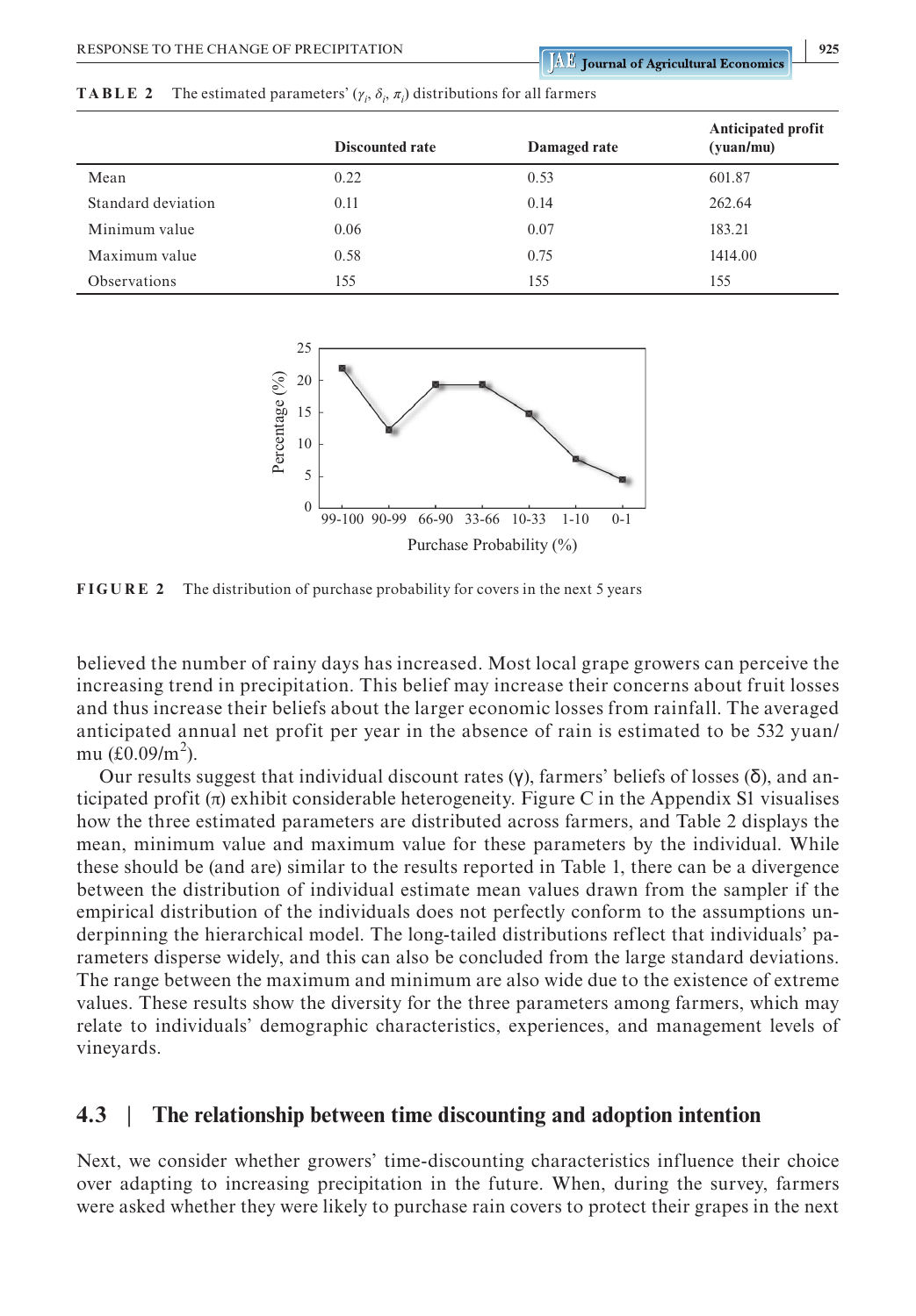**TABLE 2** The estimated parameters' ($\gamma_i$, $\delta_i$, $\pi_i$) distributions for all farmers

| | Discounted rate | Damaged rate | Anticipated profit (yuan/mu) |
|---|---|---|---|
| Mean | 0.22 | 0.53 | 601.87 |
| Standard deviation | 0.11 | 0.14 | 262.64 |
| Minimum value | 0.06 | 0.07 | 183.21 |
| Maximum value | 0.58 | 0.75 | 1414.00 |
| Observations | 155 | 155 | 155 |

**FIGURE 2** The distribution of purchase probability for covers in the next 5 years

believed the number of rainy days has increased. Most local grape growers can perceive the increasing trend in precipitation. This belief may increase their concerns about fruit losses and thus increase their beliefs about the larger economic losses from rainfall. The averaged anticipated annual net profit per year in the absence of rain is estimated to be 532 yuan/mu (£0.09/m$^2$).

Our results suggest that individual discount rates (γ), farmers' beliefs of losses (δ), and anticipated profit (π) exhibit considerable heterogeneity. Figure C in the Appendix S1 visualises how the three estimated parameters are distributed across farmers, and Table 2 displays the mean, minimum value and maximum value for these parameters by the individual. While these should be (and are) similar to the results reported in Table 1, there can be a divergence between the distribution of individual estimate mean values drawn from the sampler if the empirical distribution of the individuals does not perfectly conform to the assumptions underpinning the hierarchical model. The long-tailed distributions reflect that individuals' parameters disperse widely, and this can also be concluded from the large standard deviations. The range between the maximum and minimum are also wide due to the existence of extreme values. These results show the diversity for the three parameters among farmers, which may relate to individuals' demographic characteristics, experiences, and management levels of vineyards.

## 4.3 | The relationship between time discounting and adoption intention

Next, we consider whether growers' time-discounting characteristics influence their choice over adapting to increasing precipitation in the future. When, during the survey, farmers were asked whether they were likely to purchase rain covers to protect their grapes in the next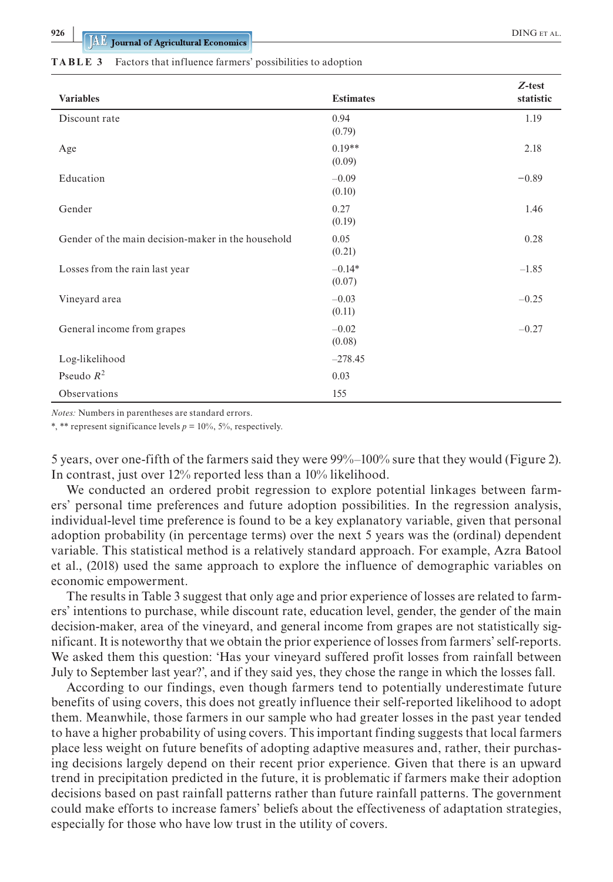**TABLE 3** Factors that influence farmers' possibilities to adoption

| Variables | Estimates | *Z*-test statistic |
|---|---|---|
| Discount rate | 0.94 (0.79) | 1.19 |
| Age | 0.19** (0.09) | 2.18 |
| Education | −0.09 (0.10) | −0.89 |
| Gender | 0.27 (0.19) | 1.46 |
| Gender of the main decision-maker in the household | 0.05 (0.21) | 0.28 |
| Losses from the rain last year | −0.14* (0.07) | −1.85 |
| Vineyard area | −0.03 (0.11) | −0.25 |
| General income from grapes | −0.02 (0.08) | −0.27 |
| Log-likelihood | −278.45 | |
| Pseudo $R^2$ | 0.03 | |
| Observations | 155 | |

*Notes:* Numbers in parentheses are standard errors.

*, ** represent significance levels $p$ = 10%, 5%, respectively.

5 years, over one-fifth of the farmers said they were 99%–100% sure that they would (Figure 2). In contrast, just over 12% reported less than a 10% likelihood.

We conducted an ordered probit regression to explore potential linkages between farmers' personal time preferences and future adoption possibilities. In the regression analysis, individual-level time preference is found to be a key explanatory variable, given that personal adoption probability (in percentage terms) over the next 5 years was the (ordinal) dependent variable. This statistical method is a relatively standard approach. For example, Azra Batool et al., (2018) used the same approach to explore the influence of demographic variables on economic empowerment.

The results in Table 3 suggest that only age and prior experience of losses are related to farmers' intentions to purchase, while discount rate, education level, gender, the gender of the main decision-maker, area of the vineyard, and general income from grapes are not statistically significant. It is noteworthy that we obtain the prior experience of losses from farmers' self-reports. We asked them this question: 'Has your vineyard suffered profit losses from rainfall between July to September last year?', and if they said yes, they chose the range in which the losses fall.

According to our findings, even though farmers tend to potentially underestimate future benefits of using covers, this does not greatly influence their self-reported likelihood to adopt them. Meanwhile, those farmers in our sample who had greater losses in the past year tended to have a higher probability of using covers. This important finding suggests that local farmers place less weight on future benefits of adopting adaptive measures and, rather, their purchasing decisions largely depend on their recent prior experience. Given that there is an upward trend in precipitation predicted in the future, it is problematic if farmers make their adoption decisions based on past rainfall patterns rather than future rainfall patterns. The government could make efforts to increase famers' beliefs about the effectiveness of adaptation strategies, especially for those who have low trust in the utility of covers.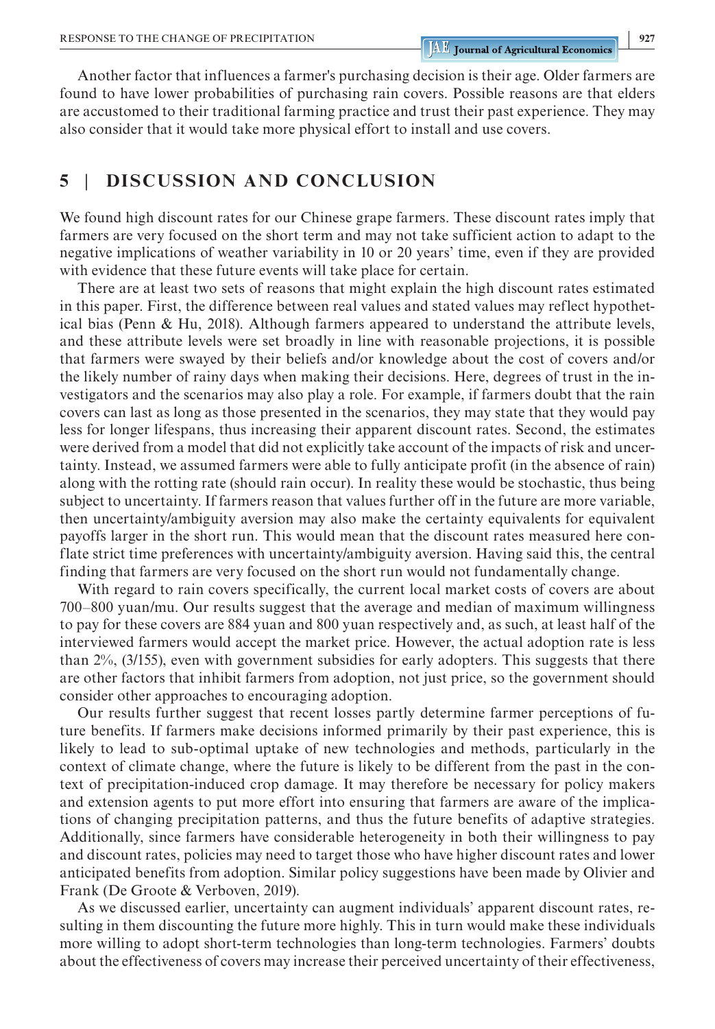Another factor that influences a farmer's purchasing decision is their age. Older farmers are found to have lower probabilities of purchasing rain covers. Possible reasons are that elders are accustomed to their traditional farming practice and trust their past experience. They may also consider that it would take more physical effort to install and use covers.

## 5 | DISCUSSION AND CONCLUSION

We found high discount rates for our Chinese grape farmers. These discount rates imply that farmers are very focused on the short term and may not take sufficient action to adapt to the negative implications of weather variability in 10 or 20 years' time, even if they are provided with evidence that these future events will take place for certain.

There are at least two sets of reasons that might explain the high discount rates estimated in this paper. First, the difference between real values and stated values may reflect hypothetical bias (Penn & Hu, 2018). Although farmers appeared to understand the attribute levels, and these attribute levels were set broadly in line with reasonable projections, it is possible that farmers were swayed by their beliefs and/or knowledge about the cost of covers and/or the likely number of rainy days when making their decisions. Here, degrees of trust in the investigators and the scenarios may also play a role. For example, if farmers doubt that the rain covers can last as long as those presented in the scenarios, they may state that they would pay less for longer lifespans, thus increasing their apparent discount rates. Second, the estimates were derived from a model that did not explicitly take account of the impacts of risk and uncertainty. Instead, we assumed farmers were able to fully anticipate profit (in the absence of rain) along with the rotting rate (should rain occur). In reality these would be stochastic, thus being subject to uncertainty. If farmers reason that values further off in the future are more variable, then uncertainty/ambiguity aversion may also make the certainty equivalents for equivalent payoffs larger in the short run. This would mean that the discount rates measured here conflate strict time preferences with uncertainty/ambiguity aversion. Having said this, the central finding that farmers are very focused on the short run would not fundamentally change.

With regard to rain covers specifically, the current local market costs of covers are about 700–800 yuan/mu. Our results suggest that the average and median of maximum willingness to pay for these covers are 884 yuan and 800 yuan respectively and, as such, at least half of the interviewed farmers would accept the market price. However, the actual adoption rate is less than 2%, (3/155), even with government subsidies for early adopters. This suggests that there are other factors that inhibit farmers from adoption, not just price, so the government should consider other approaches to encouraging adoption.

Our results further suggest that recent losses partly determine farmer perceptions of future benefits. If farmers make decisions informed primarily by their past experience, this is likely to lead to sub-optimal uptake of new technologies and methods, particularly in the context of climate change, where the future is likely to be different from the past in the context of precipitation-induced crop damage. It may therefore be necessary for policy makers and extension agents to put more effort into ensuring that farmers are aware of the implications of changing precipitation patterns, and thus the future benefits of adaptive strategies. Additionally, since farmers have considerable heterogeneity in both their willingness to pay and discount rates, policies may need to target those who have higher discount rates and lower anticipated benefits from adoption. Similar policy suggestions have been made by Olivier and Frank (De Groote & Verboven, 2019).

As we discussed earlier, uncertainty can augment individuals' apparent discount rates, resulting in them discounting the future more highly. This in turn would make these individuals more willing to adopt short-term technologies than long-term technologies. Farmers' doubts about the effectiveness of covers may increase their perceived uncertainty of their effectiveness,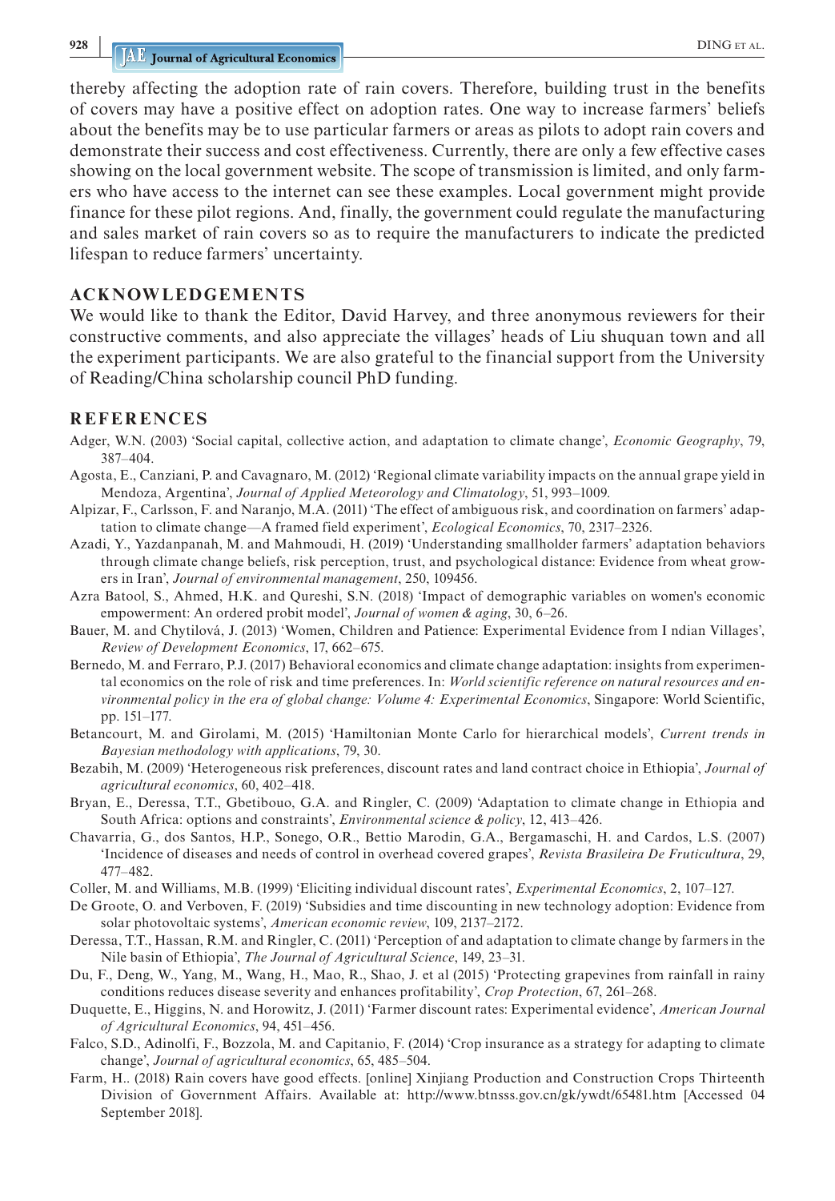thereby affecting the adoption rate of rain covers. Therefore, building trust in the benefits of covers may have a positive effect on adoption rates. One way to increase farmers' beliefs about the benefits may be to use particular farmers or areas as pilots to adopt rain covers and demonstrate their success and cost effectiveness. Currently, there are only a few effective cases showing on the local government website. The scope of transmission is limited, and only farmers who have access to the internet can see these examples. Local government might provide finance for these pilot regions. And, finally, the government could regulate the manufacturing and sales market of rain covers so as to require the manufacturers to indicate the predicted lifespan to reduce farmers' uncertainty.

## ACKNOWLEDGEMENTS

We would like to thank the Editor, David Harvey, and three anonymous reviewers for their constructive comments, and also appreciate the villages' heads of Liu shuquan town and all the experiment participants. We are also grateful to the financial support from the University of Reading/China scholarship council PhD funding.

## REFERENCES

Adger, W.N. (2003) 'Social capital, collective action, and adaptation to climate change', *Economic Geography*, 79, 387–404.

Agosta, E., Canziani, P. and Cavagnaro, M. (2012) 'Regional climate variability impacts on the annual grape yield in Mendoza, Argentina', *Journal of Applied Meteorology and Climatology*, 51, 993–1009.

Alpizar, F., Carlsson, F. and Naranjo, M.A. (2011) 'The effect of ambiguous risk, and coordination on farmers' adaptation to climate change—A framed field experiment', *Ecological Economics*, 70, 2317–2326.

Azadi, Y., Yazdanpanah, M. and Mahmoudi, H. (2019) 'Understanding smallholder farmers' adaptation behaviors through climate change beliefs, risk perception, trust, and psychological distance: Evidence from wheat growers in Iran', *Journal of environmental management*, 250, 109456.

Azra Batool, S., Ahmed, H.K. and Qureshi, S.N. (2018) 'Impact of demographic variables on women's economic empowerment: An ordered probit model', *Journal of women & aging*, 30, 6–26.

Bauer, M. and Chytilová, J. (2013) 'Women, Children and Patience: Experimental Evidence from I ndian Villages', *Review of Development Economics*, 17, 662–675.

Bernedo, M. and Ferraro, P.J. (2017) Behavioral economics and climate change adaptation: insights from experimental economics on the role of risk and time preferences. In: *World scientific reference on natural resources and environmental policy in the era of global change: Volume 4: Experimental Economics*, Singapore: World Scientific, pp. 151–177.

Betancourt, M. and Girolami, M. (2015) 'Hamiltonian Monte Carlo for hierarchical models', *Current trends in Bayesian methodology with applications*, 79, 30.

Bezabih, M. (2009) 'Heterogeneous risk preferences, discount rates and land contract choice in Ethiopia', *Journal of agricultural economics*, 60, 402–418.

Bryan, E., Deressa, T.T., Gbetibouo, G.A. and Ringler, C. (2009) 'Adaptation to climate change in Ethiopia and South Africa: options and constraints', *Environmental science & policy*, 12, 413–426.

Chavarria, G., dos Santos, H.P., Sonego, O.R., Bettio Marodin, G.A., Bergamaschi, H. and Cardos, L.S. (2007) 'Incidence of diseases and needs of control in overhead covered grapes', *Revista Brasileira De Fruticultura*, 29, 477–482.

Coller, M. and Williams, M.B. (1999) 'Eliciting individual discount rates', *Experimental Economics*, 2, 107–127.

De Groote, O. and Verboven, F. (2019) 'Subsidies and time discounting in new technology adoption: Evidence from solar photovoltaic systems', *American economic review*, 109, 2137–2172.

Deressa, T.T., Hassan, R.M. and Ringler, C. (2011) 'Perception of and adaptation to climate change by farmers in the Nile basin of Ethiopia', *The Journal of Agricultural Science*, 149, 23–31.

Du, F., Deng, W., Yang, M., Wang, H., Mao, R., Shao, J. et al (2015) 'Protecting grapevines from rainfall in rainy conditions reduces disease severity and enhances profitability', *Crop Protection*, 67, 261–268.

Duquette, E., Higgins, N. and Horowitz, J. (2011) 'Farmer discount rates: Experimental evidence', *American Journal of Agricultural Economics*, 94, 451–456.

Falco, S.D., Adinolfi, F., Bozzola, M. and Capitanio, F. (2014) 'Crop insurance as a strategy for adapting to climate change', *Journal of agricultural economics*, 65, 485–504.

Farm, H.. (2018) Rain covers have good effects. [online] Xinjiang Production and Construction Crops Thirteenth Division of Government Affairs. Available at: http://www.btnsss.gov.cn/gk/ywdt/65481.htm [Accessed 04 September 2018].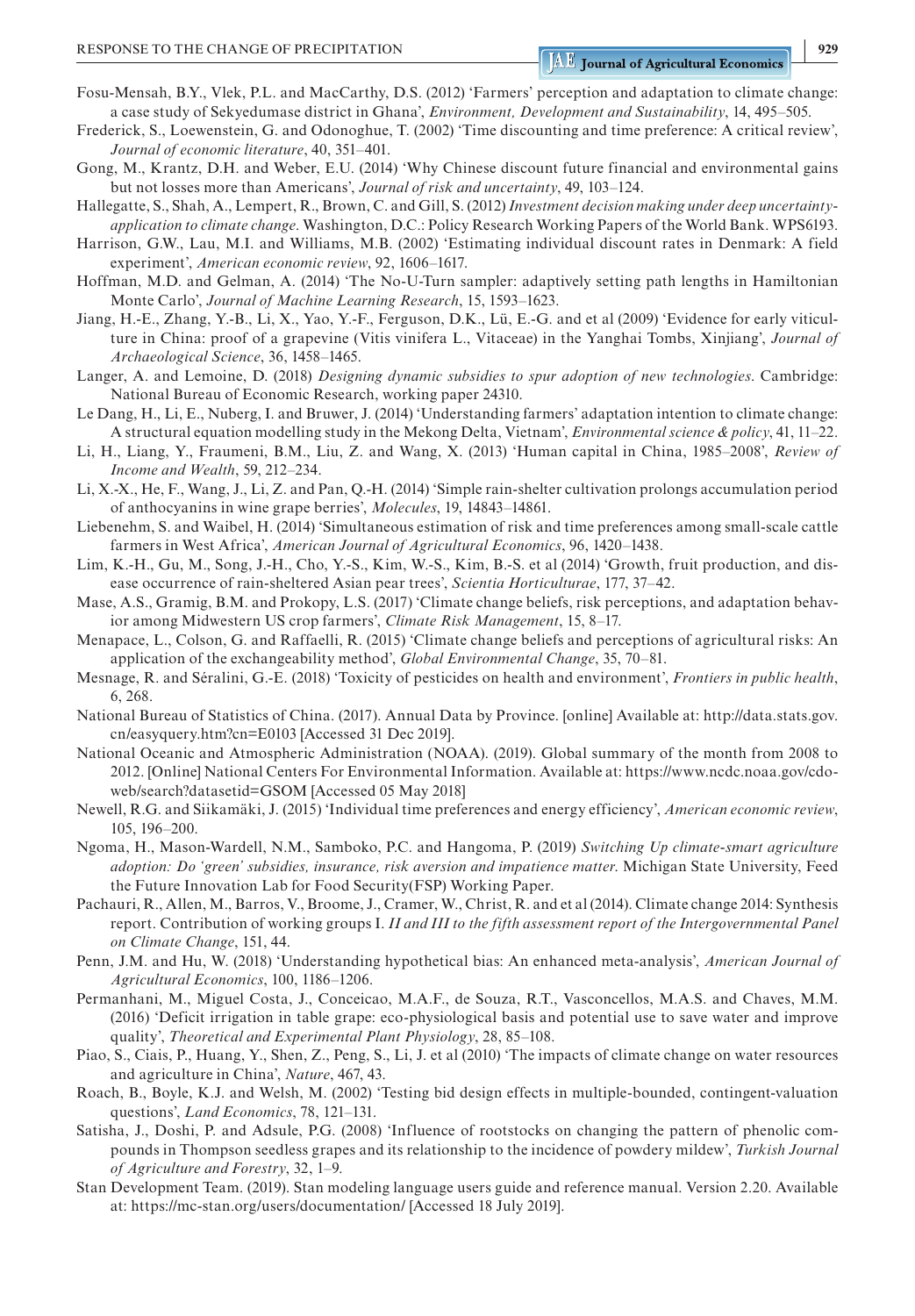Fosu-Mensah, B.Y., Vlek, P.L. and MacCarthy, D.S. (2012) 'Farmers' perception and adaptation to climate change: a case study of Sekyedumase district in Ghana', *Environment, Development and Sustainability*, 14, 495–505.

Frederick, S., Loewenstein, G. and Odonoghue, T. (2002) 'Time discounting and time preference: A critical review', *Journal of economic literature*, 40, 351–401.

Gong, M., Krantz, D.H. and Weber, E.U. (2014) 'Why Chinese discount future financial and environmental gains but not losses more than Americans', *Journal of risk and uncertainty*, 49, 103–124.

Hallegatte, S., Shah, A., Lempert, R., Brown, C. and Gill, S. (2012) *Investment decision making under deep uncertainty-application to climate change*. Washington, D.C.: Policy Research Working Papers of the World Bank. WPS6193.

Harrison, G.W., Lau, M.I. and Williams, M.B. (2002) 'Estimating individual discount rates in Denmark: A field experiment', *American economic review*, 92, 1606–1617.

Hoffman, M.D. and Gelman, A. (2014) 'The No-U-Turn sampler: adaptively setting path lengths in Hamiltonian Monte Carlo', *Journal of Machine Learning Research*, 15, 1593–1623.

Jiang, H.-E., Zhang, Y.-B., Li, X., Yao, Y.-F., Ferguson, D.K., Lü, E.-G. and et al (2009) 'Evidence for early viticulture in China: proof of a grapevine (Vitis vinifera L., Vitaceae) in the Yanghai Tombs, Xinjiang', *Journal of Archaeological Science*, 36, 1458–1465.

Langer, A. and Lemoine, D. (2018) *Designing dynamic subsidies to spur adoption of new technologies*. Cambridge: National Bureau of Economic Research, working paper 24310.

Le Dang, H., Li, E., Nuberg, I. and Bruwer, J. (2014) 'Understanding farmers' adaptation intention to climate change: A structural equation modelling study in the Mekong Delta, Vietnam', *Environmental science & policy*, 41, 11–22.

Li, H., Liang, Y., Fraumeni, B.M., Liu, Z. and Wang, X. (2013) 'Human capital in China, 1985–2008', *Review of Income and Wealth*, 59, 212–234.

Li, X.-X., He, F., Wang, J., Li, Z. and Pan, Q.-H. (2014) 'Simple rain-shelter cultivation prolongs accumulation period of anthocyanins in wine grape berries', *Molecules*, 19, 14843–14861.

Liebenehm, S. and Waibel, H. (2014) 'Simultaneous estimation of risk and time preferences among small-scale cattle farmers in West Africa', *American Journal of Agricultural Economics*, 96, 1420–1438.

Lim, K.-H., Gu, M., Song, J.-H., Cho, Y.-S., Kim, W.-S., Kim, B.-S. et al (2014) 'Growth, fruit production, and disease occurrence of rain-sheltered Asian pear trees', *Scientia Horticulturae*, 177, 37–42.

Mase, A.S., Gramig, B.M. and Prokopy, L.S. (2017) 'Climate change beliefs, risk perceptions, and adaptation behavior among Midwestern US crop farmers', *Climate Risk Management*, 15, 8–17.

Menapace, L., Colson, G. and Raffaelli, R. (2015) 'Climate change beliefs and perceptions of agricultural risks: An application of the exchangeability method', *Global Environmental Change*, 35, 70–81.

Mesnage, R. and Séralini, G.-E. (2018) 'Toxicity of pesticides on health and environment', *Frontiers in public health*, 6, 268.

National Bureau of Statistics of China. (2017). Annual Data by Province. [online] Available at: http://data.stats.gov.cn/easyquery.htm?cn=E0103 [Accessed 31 Dec 2019].

National Oceanic and Atmospheric Administration (NOAA). (2019). Global summary of the month from 2008 to 2012. [Online] National Centers For Environmental Information. Available at: https://www.ncdc.noaa.gov/cdo-web/search?datasetid=GSOM [Accessed 05 May 2018]

Newell, R.G. and Siikamäki, J. (2015) 'Individual time preferences and energy efficiency', *American economic review*, 105, 196–200.

Ngoma, H., Mason-Wardell, N.M., Samboko, P.C. and Hangoma, P. (2019) *Switching Up climate-smart agriculture adoption: Do 'green' subsidies, insurance, risk aversion and impatience matter*. Michigan State University, Feed the Future Innovation Lab for Food Security(FSP) Working Paper.

Pachauri, R., Allen, M., Barros, V., Broome, J., Cramer, W., Christ, R. and et al (2014). Climate change 2014: Synthesis report. Contribution of working groups I. *II and III to the fifth assessment report of the Intergovernmental Panel on Climate Change*, 151, 44.

Penn, J.M. and Hu, W. (2018) 'Understanding hypothetical bias: An enhanced meta-analysis', *American Journal of Agricultural Economics*, 100, 1186–1206.

Permanhani, M., Miguel Costa, J., Conceicao, M.A.F., de Souza, R.T., Vasconcellos, M.A.S. and Chaves, M.M. (2016) 'Deficit irrigation in table grape: eco-physiological basis and potential use to save water and improve quality', *Theoretical and Experimental Plant Physiology*, 28, 85–108.

Piao, S., Ciais, P., Huang, Y., Shen, Z., Peng, S., Li, J. et al (2010) 'The impacts of climate change on water resources and agriculture in China', *Nature*, 467, 43.

Roach, B., Boyle, K.J. and Welsh, M. (2002) 'Testing bid design effects in multiple-bounded, contingent-valuation questions', *Land Economics*, 78, 121–131.

Satisha, J., Doshi, P. and Adsule, P.G. (2008) 'Influence of rootstocks on changing the pattern of phenolic compounds in Thompson seedless grapes and its relationship to the incidence of powdery mildew', *Turkish Journal of Agriculture and Forestry*, 32, 1–9.

Stan Development Team. (2019). Stan modeling language users guide and reference manual. Version 2.20. Available at: https://mc-stan.org/users/documentation/ [Accessed 18 July 2019].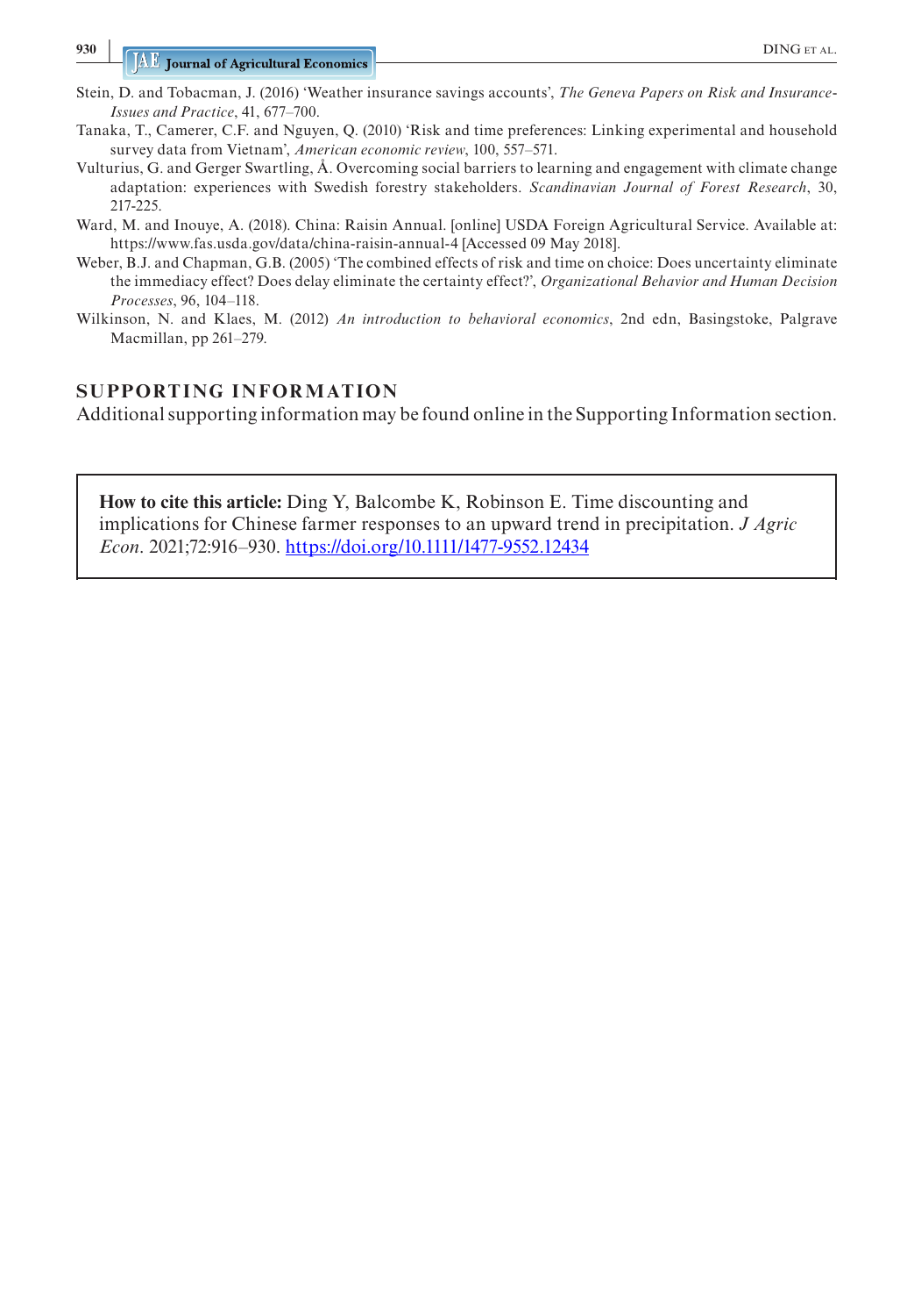Stein, D. and Tobacman, J. (2016) 'Weather insurance savings accounts', *The Geneva Papers on Risk and Insurance-Issues and Practice*, 41, 677–700.

Tanaka, T., Camerer, C.F. and Nguyen, Q. (2010) 'Risk and time preferences: Linking experimental and household survey data from Vietnam', *American economic review*, 100, 557–571.

Vulturius, G. and Gerger Swartling, Å. Overcoming social barriers to learning and engagement with climate change adaptation: experiences with Swedish forestry stakeholders. *Scandinavian Journal of Forest Research*, 30, 217-225.

Ward, M. and Inouye, A. (2018). China: Raisin Annual. [online] USDA Foreign Agricultural Service. Available at: https://www.fas.usda.gov/data/china-raisin-annual-4 [Accessed 09 May 2018].

Weber, B.J. and Chapman, G.B. (2005) 'The combined effects of risk and time on choice: Does uncertainty eliminate the immediacy effect? Does delay eliminate the certainty effect?', *Organizational Behavior and Human Decision Processes*, 96, 104–118.

Wilkinson, N. and Klaes, M. (2012) *An introduction to behavioral economics*, 2nd edn, Basingstoke, Palgrave Macmillan, pp 261–279.

## SUPPORTING INFORMATION

Additional supporting information may be found online in the Supporting Information section.

**How to cite this article:** Ding Y, Balcombe K, Robinson E. Time discounting and implications for Chinese farmer responses to an upward trend in precipitation. *J Agric Econ*. 2021;72:916–930. https://doi.org/10.1111/1477-9552.12434